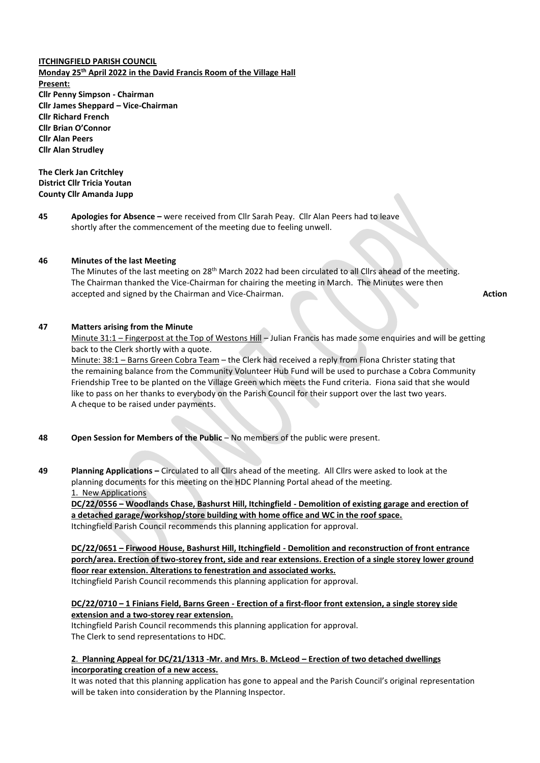**ITCHINGFIELD PARISH COUNCIL**

**Monday 25th April 2022 in the David Francis Room of the Village Hall**

**Present:**

**Cllr Penny Simpson - Chairman**
**Cllr James Sheppard – Vice-Chairman**
**Cllr Richard French**
**Cllr Brian O'Connor**
**Cllr Alan Peers**
**Cllr Alan Strudley**

**The Clerk Jan Critchley**
**District Cllr Tricia Youtan**
**County Cllr Amanda Jupp**

**45 Apologies for Absence –** were received from Cllr Sarah Peay. Cllr Alan Peers had to leave shortly after the commencement of the meeting due to feeling unwell.

**46 Minutes of the last Meeting**

The Minutes of the last meeting on 28th March 2022 had been circulated to all Cllrs ahead of the meeting. The Chairman thanked the Vice-Chairman for chairing the meeting in March. The Minutes were then accepted and signed by the Chairman and Vice-Chairman. **Action**

**47 Matters arising from the Minute**

Minute 31:1 – Fingerpost at the Top of Westons Hill – Julian Francis has made some enquiries and will be getting back to the Clerk shortly with a quote.

Minute: 38:1 – Barns Green Cobra Team – the Clerk had received a reply from Fiona Christer stating that the remaining balance from the Community Volunteer Hub Fund will be used to purchase a Cobra Community Friendship Tree to be planted on the Village Green which meets the Fund criteria. Fiona said that she would like to pass on her thanks to everybody on the Parish Council for their support over the last two years. A cheque to be raised under payments.

**48 Open Session for Members of the Public** – No members of the public were present.

**49 Planning Applications –** Circulated to all Cllrs ahead of the meeting. All Cllrs were asked to look at the planning documents for this meeting on the HDC Planning Portal ahead of the meeting.

1. New Applications

**DC/22/0556 – Woodlands Chase, Bashurst Hill, Itchingfield - Demolition of existing garage and erection of a detached garage/workshop/store building with home office and WC in the roof space.**
Itchingfield Parish Council recommends this planning application for approval.

**DC/22/0651 – Firwood House, Bashurst Hill, Itchingfield - Demolition and reconstruction of front entrance porch/area. Erection of two-storey front, side and rear extensions. Erection of a single storey lower ground floor rear extension. Alterations to fenestration and associated works.**
Itchingfield Parish Council recommends this planning application for approval.

**DC/22/0710 – 1 Finians Field, Barns Green - Erection of a first-floor front extension, a single storey side extension and a two-storey rear extension.**
Itchingfield Parish Council recommends this planning application for approval.
The Clerk to send representations to HDC.

**2. Planning Appeal for DC/21/1313 -Mr. and Mrs. B. McLeod – Erection of two detached dwellings incorporating creation of a new access.**

It was noted that this planning application has gone to appeal and the Parish Council's original representation will be taken into consideration by the Planning Inspector.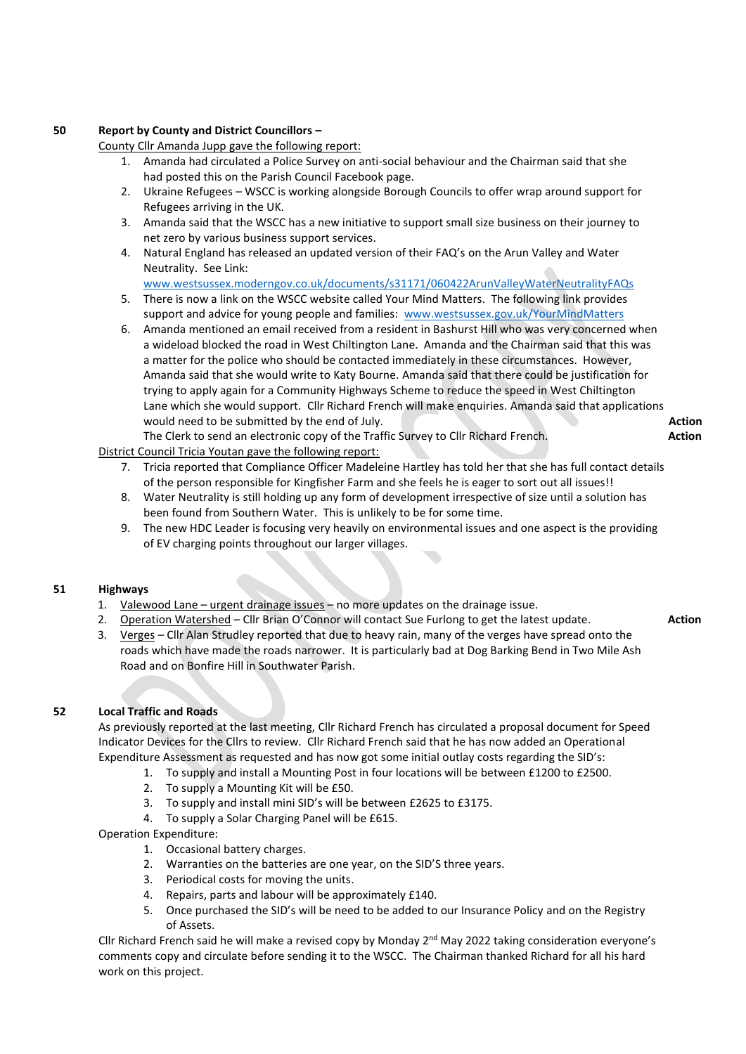**50 Report by County and District Councillors –**

County Cllr Amanda Jupp gave the following report:

1. Amanda had circulated a Police Survey on anti-social behaviour and the Chairman said that she had posted this on the Parish Council Facebook page.
2. Ukraine Refugees – WSCC is working alongside Borough Councils to offer wrap around support for Refugees arriving in the UK.
3. Amanda said that the WSCC has a new initiative to support small size business on their journey to net zero by various business support services.
4. Natural England has released an updated version of their FAQ's on the Arun Valley and Water Neutrality. See Link: www.westsussex.moderngov.co.uk/documents/s31171/060422ArunValleyWaterNeutralityFAQs
5. There is now a link on the WSCC website called Your Mind Matters. The following link provides support and advice for young people and families: www.westsussex.gov.uk/YourMindMatters
6. Amanda mentioned an email received from a resident in Bashurst Hill who was very concerned when a wideload blocked the road in West Chiltington Lane. Amanda and the Chairman said that this was a matter for the police who should be contacted immediately in these circumstances. However, Amanda said that she would write to Katy Bourne. Amanda said that there could be justification for trying to apply again for a Community Highways Scheme to reduce the speed in West Chiltington Lane which she would support. Cllr Richard French will make enquiries. Amanda said that applications would need to be submitted by the end of July. **Action**
   The Clerk to send an electronic copy of the Traffic Survey to Cllr Richard French. **Action**

District Council Tricia Youtan gave the following report:

7. Tricia reported that Compliance Officer Madeleine Hartley has told her that she has full contact details of the person responsible for Kingfisher Farm and she feels he is eager to sort out all issues!!
8. Water Neutrality is still holding up any form of development irrespective of size until a solution has been found from Southern Water. This is unlikely to be for some time.
9. The new HDC Leader is focusing very heavily on environmental issues and one aspect is the providing of EV charging points throughout our larger villages.

**51 Highways**

1. Valewood Lane – urgent drainage issues – no more updates on the drainage issue.
2. Operation Watershed – Cllr Brian O'Connor will contact Sue Furlong to get the latest update. **Action**
3. Verges – Cllr Alan Strudley reported that due to heavy rain, many of the verges have spread onto the roads which have made the roads narrower. It is particularly bad at Dog Barking Bend in Two Mile Ash Road and on Bonfire Hill in Southwater Parish.

**52 Local Traffic and Roads**

As previously reported at the last meeting, Cllr Richard French has circulated a proposal document for Speed Indicator Devices for the Cllrs to review. Cllr Richard French said that he has now added an Operational Expenditure Assessment as requested and has now got some initial outlay costs regarding the SID's:

1. To supply and install a Mounting Post in four locations will be between £1200 to £2500.
2. To supply a Mounting Kit will be £50.
3. To supply and install mini SID's will be between £2625 to £3175.
4. To supply a Solar Charging Panel will be £615.

Operation Expenditure:

1. Occasional battery charges.
2. Warranties on the batteries are one year, on the SID'S three years.
3. Periodical costs for moving the units.
4. Repairs, parts and labour will be approximately £140.
5. Once purchased the SID's will be need to be added to our Insurance Policy and on the Registry of Assets.

Cllr Richard French said he will make a revised copy by Monday 2nd May 2022 taking consideration everyone's comments copy and circulate before sending it to the WSCC. The Chairman thanked Richard for all his hard work on this project.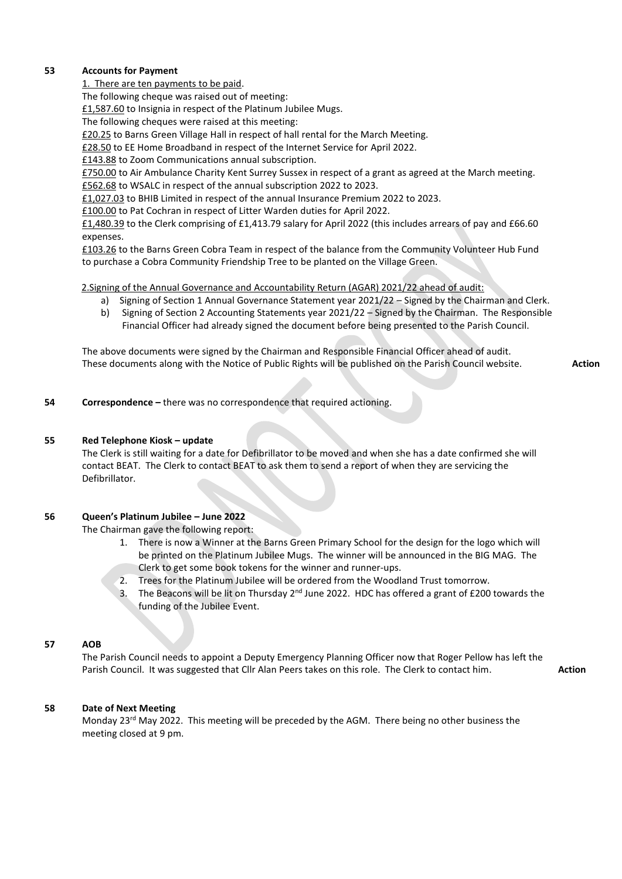**53 Accounts for Payment**

1. There are ten payments to be paid.

The following cheque was raised out of meeting:

£1,587.60 to Insignia in respect of the Platinum Jubilee Mugs.

The following cheques were raised at this meeting:

£20.25 to Barns Green Village Hall in respect of hall rental for the March Meeting.

£28.50 to EE Home Broadband in respect of the Internet Service for April 2022.

£143.88 to Zoom Communications annual subscription.

£750.00 to Air Ambulance Charity Kent Surrey Sussex in respect of a grant as agreed at the March meeting.

£562.68 to WSALC in respect of the annual subscription 2022 to 2023.

£1,027.03 to BHIB Limited in respect of the annual Insurance Premium 2022 to 2023.

£100.00 to Pat Cochran in respect of Litter Warden duties for April 2022.

£1,480.39 to the Clerk comprising of £1,413.79 salary for April 2022 (this includes arrears of pay and £66.60 expenses.

£103.26 to the Barns Green Cobra Team in respect of the balance from the Community Volunteer Hub Fund to purchase a Cobra Community Friendship Tree to be planted on the Village Green.

2.Signing of the Annual Governance and Accountability Return (AGAR) 2021/22 ahead of audit:

a) Signing of Section 1 Annual Governance Statement year 2021/22 – Signed by the Chairman and Clerk.
b) Signing of Section 2 Accounting Statements year 2021/22 – Signed by the Chairman. The Responsible Financial Officer had already signed the document before being presented to the Parish Council.

The above documents were signed by the Chairman and Responsible Financial Officer ahead of audit. These documents along with the Notice of Public Rights will be published on the Parish Council website. **Action**

**54 Correspondence –** there was no correspondence that required actioning.

**55 Red Telephone Kiosk – update**

The Clerk is still waiting for a date for Defibrillator to be moved and when she has a date confirmed she will contact BEAT. The Clerk to contact BEAT to ask them to send a report of when they are servicing the Defibrillator.

**56 Queen's Platinum Jubilee – June 2022**

The Chairman gave the following report:

1. There is now a Winner at the Barns Green Primary School for the design for the logo which will be printed on the Platinum Jubilee Mugs. The winner will be announced in the BIG MAG. The Clerk to get some book tokens for the winner and runner-ups.
2. Trees for the Platinum Jubilee will be ordered from the Woodland Trust tomorrow.
3. The Beacons will be lit on Thursday 2nd June 2022. HDC has offered a grant of £200 towards the funding of the Jubilee Event.

**57 AOB**

The Parish Council needs to appoint a Deputy Emergency Planning Officer now that Roger Pellow has left the Parish Council. It was suggested that Cllr Alan Peers takes on this role. The Clerk to contact him. **Action**

**58 Date of Next Meeting**

Monday 23rd May 2022. This meeting will be preceded by the AGM. There being no other business the meeting closed at 9 pm.